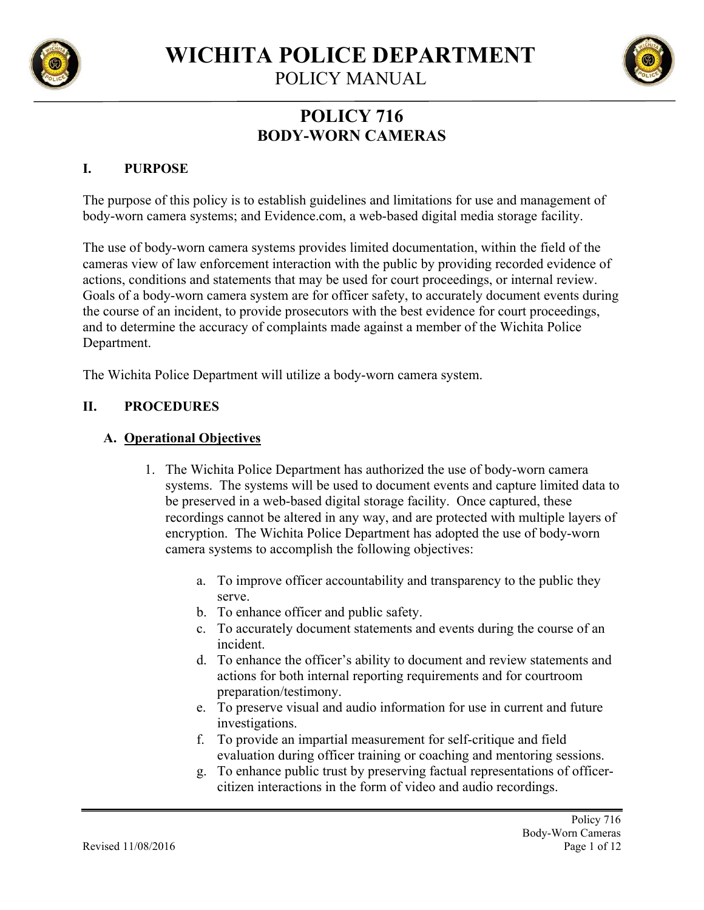# WICHITA POLICE DEPARTMENT

POLICY MANUAL

## POLICY 716
## BODY-WORN CAMERAS

### I. PURPOSE

The purpose of this policy is to establish guidelines and limitations for use and management of body-worn camera systems; and Evidence.com, a web-based digital media storage facility.

The use of body-worn camera systems provides limited documentation, within the field of the cameras view of law enforcement interaction with the public by providing recorded evidence of actions, conditions and statements that may be used for court proceedings, or internal review. Goals of a body-worn camera system are for officer safety, to accurately document events during the course of an incident, to provide prosecutors with the best evidence for court proceedings, and to determine the accuracy of complaints made against a member of the Wichita Police Department.

The Wichita Police Department will utilize a body-worn camera system.

### II. PROCEDURES

#### A. Operational Objectives

1. The Wichita Police Department has authorized the use of body-worn camera systems. The systems will be used to document events and capture limited data to be preserved in a web-based digital storage facility. Once captured, these recordings cannot be altered in any way, and are protected with multiple layers of encryption. The Wichita Police Department has adopted the use of body-worn camera systems to accomplish the following objectives:

    a. To improve officer accountability and transparency to the public they serve.
    b. To enhance officer and public safety.
    c. To accurately document statements and events during the course of an incident.
    d. To enhance the officer's ability to document and review statements and actions for both internal reporting requirements and for courtroom preparation/testimony.
    e. To preserve visual and audio information for use in current and future investigations.
    f. To provide an impartial measurement for self-critique and field evaluation during officer training or coaching and mentoring sessions.
    g. To enhance public trust by preserving factual representations of officer-citizen interactions in the form of video and audio recordings.

Revised 11/08/2016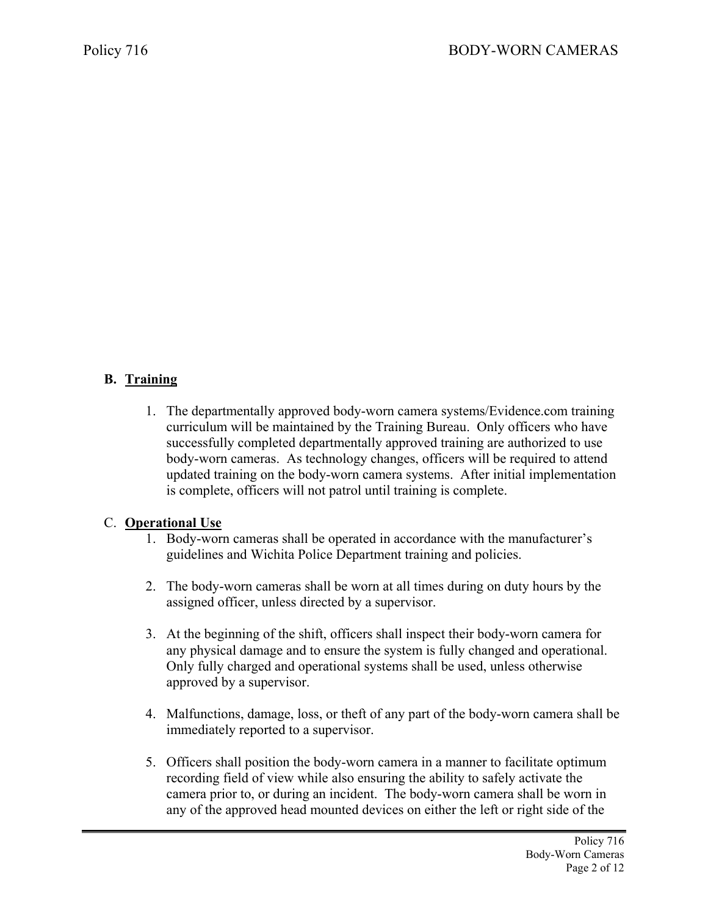**B. Training**

1. The departmentally approved body-worn camera systems/Evidence.com training curriculum will be maintained by the Training Bureau. Only officers who have successfully completed departmentally approved training are authorized to use body-worn cameras. As technology changes, officers will be required to attend updated training on the body-worn camera systems. After initial implementation is complete, officers will not patrol until training is complete.

**C. Operational Use**

1. Body-worn cameras shall be operated in accordance with the manufacturer's guidelines and Wichita Police Department training and policies.

2. The body-worn cameras shall be worn at all times during on duty hours by the assigned officer, unless directed by a supervisor.

3. At the beginning of the shift, officers shall inspect their body-worn camera for any physical damage and to ensure the system is fully changed and operational. Only fully charged and operational systems shall be used, unless otherwise approved by a supervisor.

4. Malfunctions, damage, loss, or theft of any part of the body-worn camera shall be immediately reported to a supervisor.

5. Officers shall position the body-worn camera in a manner to facilitate optimum recording field of view while also ensuring the ability to safely activate the camera prior to, or during an incident. The body-worn camera shall be worn in any of the approved head mounted devices on either the left or right side of the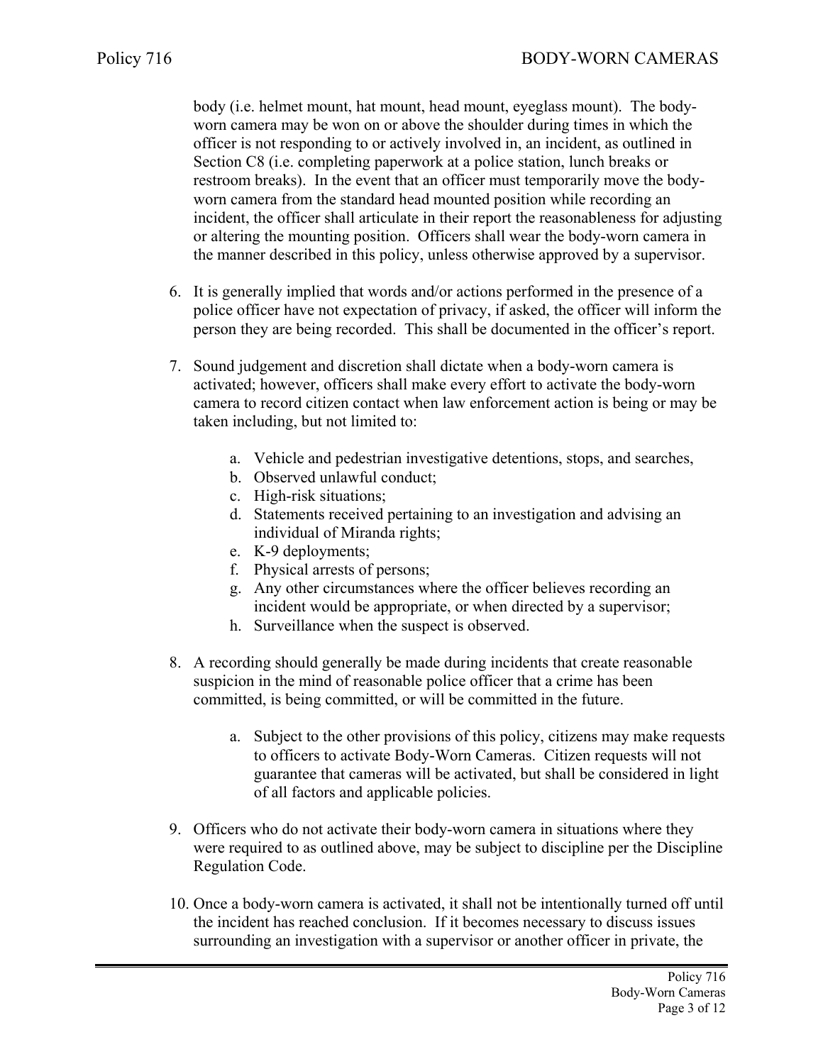body (i.e. helmet mount, hat mount, head mount, eyeglass mount). The body-worn camera may be won on or above the shoulder during times in which the officer is not responding to or actively involved in, an incident, as outlined in Section C8 (i.e. completing paperwork at a police station, lunch breaks or restroom breaks). In the event that an officer must temporarily move the body-worn camera from the standard head mounted position while recording an incident, the officer shall articulate in their report the reasonableness for adjusting or altering the mounting position. Officers shall wear the body-worn camera in the manner described in this policy, unless otherwise approved by a supervisor.

6. It is generally implied that words and/or actions performed in the presence of a police officer have not expectation of privacy, if asked, the officer will inform the person they are being recorded. This shall be documented in the officer's report.

7. Sound judgement and discretion shall dictate when a body-worn camera is activated; however, officers shall make every effort to activate the body-worn camera to record citizen contact when law enforcement action is being or may be taken including, but not limited to:

   a. Vehicle and pedestrian investigative detentions, stops, and searches,
   b. Observed unlawful conduct;
   c. High-risk situations;
   d. Statements received pertaining to an investigation and advising an individual of Miranda rights;
   e. K-9 deployments;
   f. Physical arrests of persons;
   g. Any other circumstances where the officer believes recording an incident would be appropriate, or when directed by a supervisor;
   h. Surveillance when the suspect is observed.

8. A recording should generally be made during incidents that create reasonable suspicion in the mind of reasonable police officer that a crime has been committed, is being committed, or will be committed in the future.

   a. Subject to the other provisions of this policy, citizens may make requests to officers to activate Body-Worn Cameras. Citizen requests will not guarantee that cameras will be activated, but shall be considered in light of all factors and applicable policies.

9. Officers who do not activate their body-worn camera in situations where they were required to as outlined above, may be subject to discipline per the Discipline Regulation Code.

10. Once a body-worn camera is activated, it shall not be intentionally turned off until the incident has reached conclusion. If it becomes necessary to discuss issues surrounding an investigation with a supervisor or another officer in private, the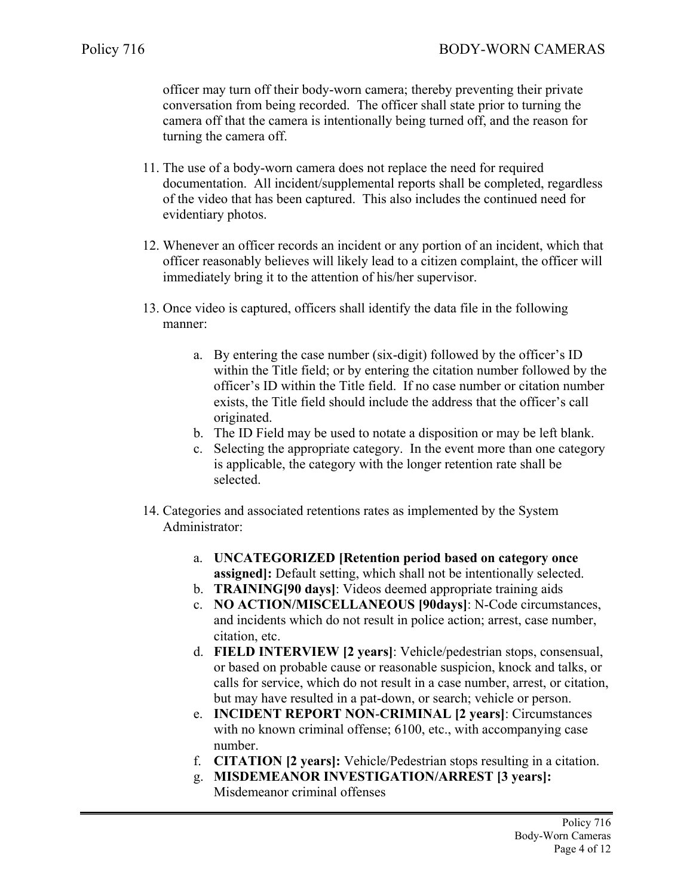officer may turn off their body-worn camera; thereby preventing their private conversation from being recorded. The officer shall state prior to turning the camera off that the camera is intentionally being turned off, and the reason for turning the camera off.

11. The use of a body-worn camera does not replace the need for required documentation. All incident/supplemental reports shall be completed, regardless of the video that has been captured. This also includes the continued need for evidentiary photos.

12. Whenever an officer records an incident or any portion of an incident, which that officer reasonably believes will likely lead to a citizen complaint, the officer will immediately bring it to the attention of his/her supervisor.

13. Once video is captured, officers shall identify the data file in the following manner:

    a. By entering the case number (six-digit) followed by the officer's ID within the Title field; or by entering the citation number followed by the officer's ID within the Title field. If no case number or citation number exists, the Title field should include the address that the officer's call originated.
    b. The ID Field may be used to notate a disposition or may be left blank.
    c. Selecting the appropriate category. In the event more than one category is applicable, the category with the longer retention rate shall be selected.

14. Categories and associated retentions rates as implemented by the System Administrator:

    a. **UNCATEGORIZED [Retention period based on category once assigned]:** Default setting, which shall not be intentionally selected.
    b. **TRAINING[90 days]**: Videos deemed appropriate training aids
    c. **NO ACTION/MISCELLANEOUS [90days]**: N-Code circumstances, and incidents which do not result in police action; arrest, case number, citation, etc.
    d. **FIELD INTERVIEW [2 years]**: Vehicle/pedestrian stops, consensual, or based on probable cause or reasonable suspicion, knock and talks, or calls for service, which do not result in a case number, arrest, or citation, but may have resulted in a pat-down, or search; vehicle or person.
    e. **INCIDENT REPORT NON-CRIMINAL [2 years]**: Circumstances with no known criminal offense; 6100, etc., with accompanying case number.
    f. **CITATION [2 years]:** Vehicle/Pedestrian stops resulting in a citation.
    g. **MISDEMEANOR INVESTIGATION/ARREST [3 years]:** Misdemeanor criminal offenses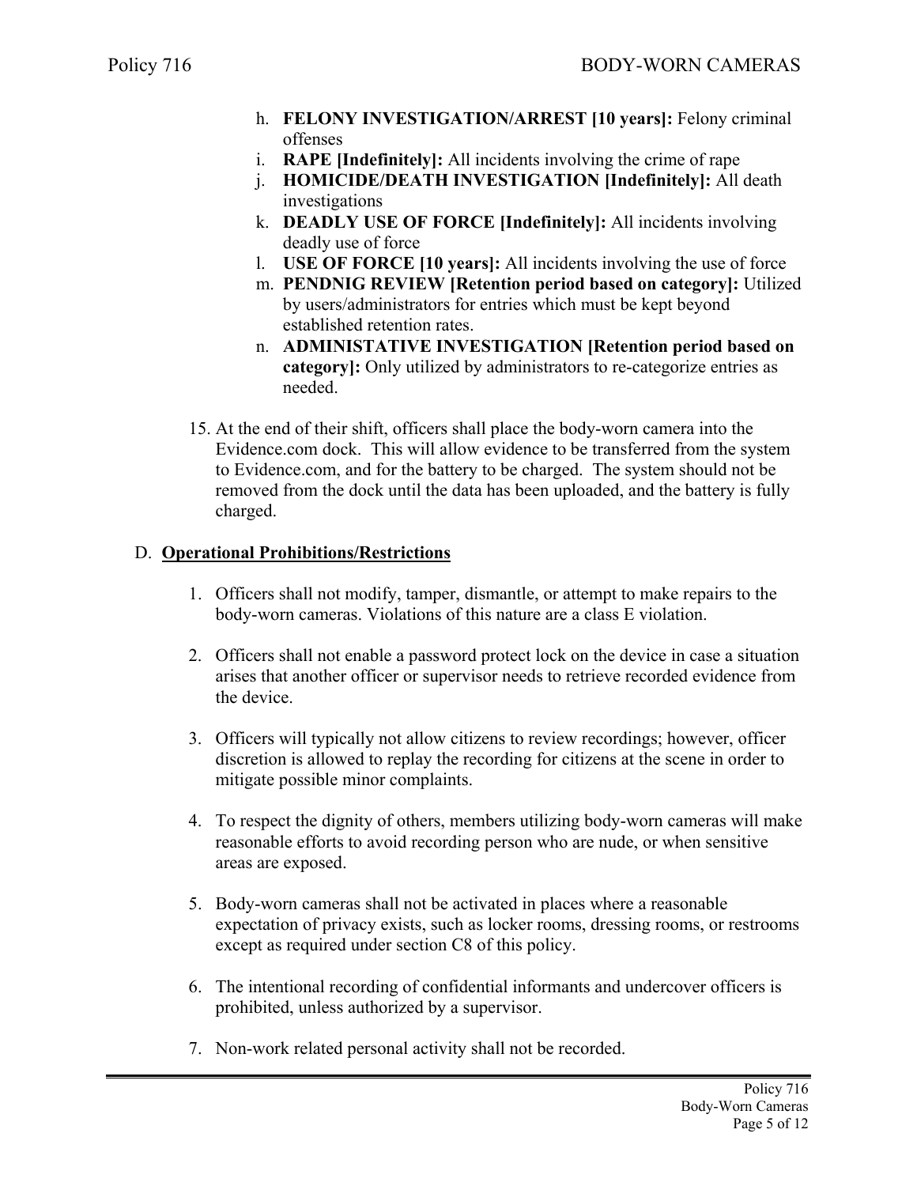h. **FELONY INVESTIGATION/ARREST [10 years]:** Felony criminal offenses
i. **RAPE [Indefinitely]:** All incidents involving the crime of rape
j. **HOMICIDE/DEATH INVESTIGATION [Indefinitely]:** All death investigations
k. **DEADLY USE OF FORCE [Indefinitely]:** All incidents involving deadly use of force
l. **USE OF FORCE [10 years]:** All incidents involving the use of force
m. **PENDNIG REVIEW [Retention period based on category]:** Utilized by users/administrators for entries which must be kept beyond established retention rates.
n. **ADMINISTATIVE INVESTIGATION [Retention period based on category]:** Only utilized by administrators to re-categorize entries as needed.

15. At the end of their shift, officers shall place the body-worn camera into the Evidence.com dock. This will allow evidence to be transferred from the system to Evidence.com, and for the battery to be charged. The system should not be removed from the dock until the data has been uploaded, and the battery is fully charged.

D. **<u>Operational Prohibitions/Restrictions</u>**

1. Officers shall not modify, tamper, dismantle, or attempt to make repairs to the body-worn cameras. Violations of this nature are a class E violation.

2. Officers shall not enable a password protect lock on the device in case a situation arises that another officer or supervisor needs to retrieve recorded evidence from the device.

3. Officers will typically not allow citizens to review recordings; however, officer discretion is allowed to replay the recording for citizens at the scene in order to mitigate possible minor complaints.

4. To respect the dignity of others, members utilizing body-worn cameras will make reasonable efforts to avoid recording person who are nude, or when sensitive areas are exposed.

5. Body-worn cameras shall not be activated in places where a reasonable expectation of privacy exists, such as locker rooms, dressing rooms, or restrooms except as required under section C8 of this policy.

6. The intentional recording of confidential informants and undercover officers is prohibited, unless authorized by a supervisor.

7. Non-work related personal activity shall not be recorded.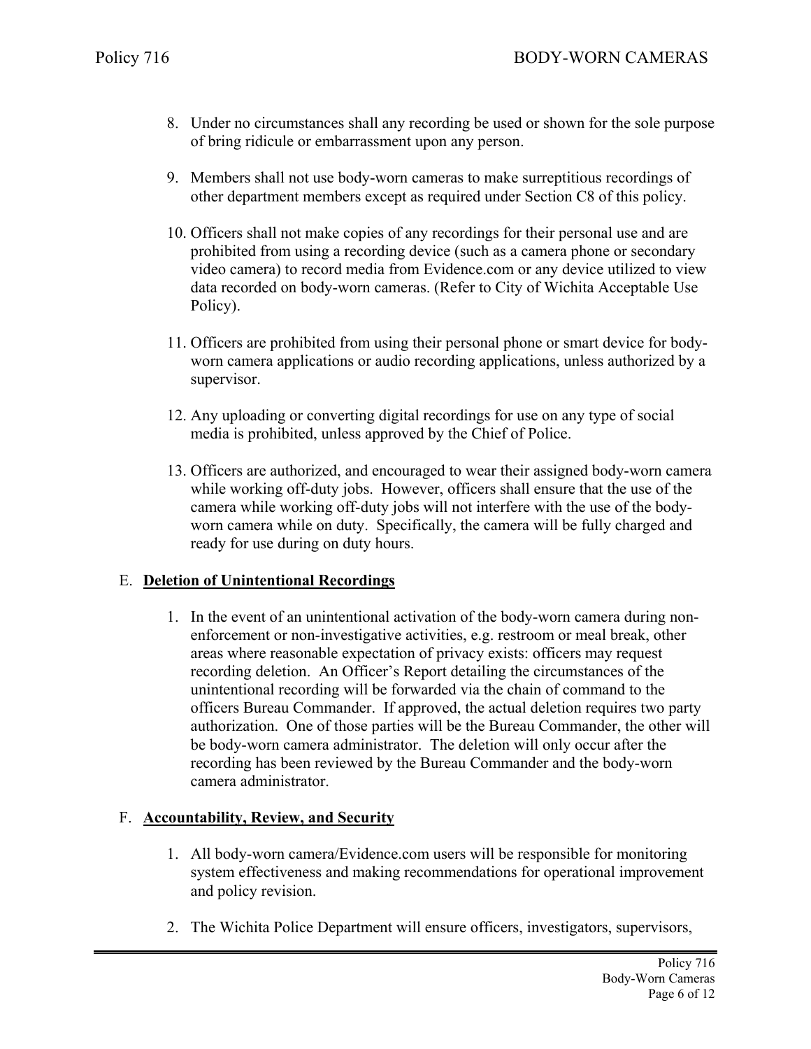8. Under no circumstances shall any recording be used or shown for the sole purpose of bring ridicule or embarrassment upon any person.

9. Members shall not use body-worn cameras to make surreptitious recordings of other department members except as required under Section C8 of this policy.

10. Officers shall not make copies of any recordings for their personal use and are prohibited from using a recording device (such as a camera phone or secondary video camera) to record media from Evidence.com or any device utilized to view data recorded on body-worn cameras. (Refer to City of Wichita Acceptable Use Policy).

11. Officers are prohibited from using their personal phone or smart device for body-worn camera applications or audio recording applications, unless authorized by a supervisor.

12. Any uploading or converting digital recordings for use on any type of social media is prohibited, unless approved by the Chief of Police.

13. Officers are authorized, and encouraged to wear their assigned body-worn camera while working off-duty jobs. However, officers shall ensure that the use of the camera while working off-duty jobs will not interfere with the use of the body-worn camera while on duty. Specifically, the camera will be fully charged and ready for use during on duty hours.

E. **<u>Deletion of Unintentional Recordings</u>**

1. In the event of an unintentional activation of the body-worn camera during non-enforcement or non-investigative activities, e.g. restroom or meal break, other areas where reasonable expectation of privacy exists: officers may request recording deletion. An Officer's Report detailing the circumstances of the unintentional recording will be forwarded via the chain of command to the officers Bureau Commander. If approved, the actual deletion requires two party authorization. One of those parties will be the Bureau Commander, the other will be body-worn camera administrator. The deletion will only occur after the recording has been reviewed by the Bureau Commander and the body-worn camera administrator.

F. **<u>Accountability, Review, and Security</u>**

1. All body-worn camera/Evidence.com users will be responsible for monitoring system effectiveness and making recommendations for operational improvement and policy revision.

2. The Wichita Police Department will ensure officers, investigators, supervisors,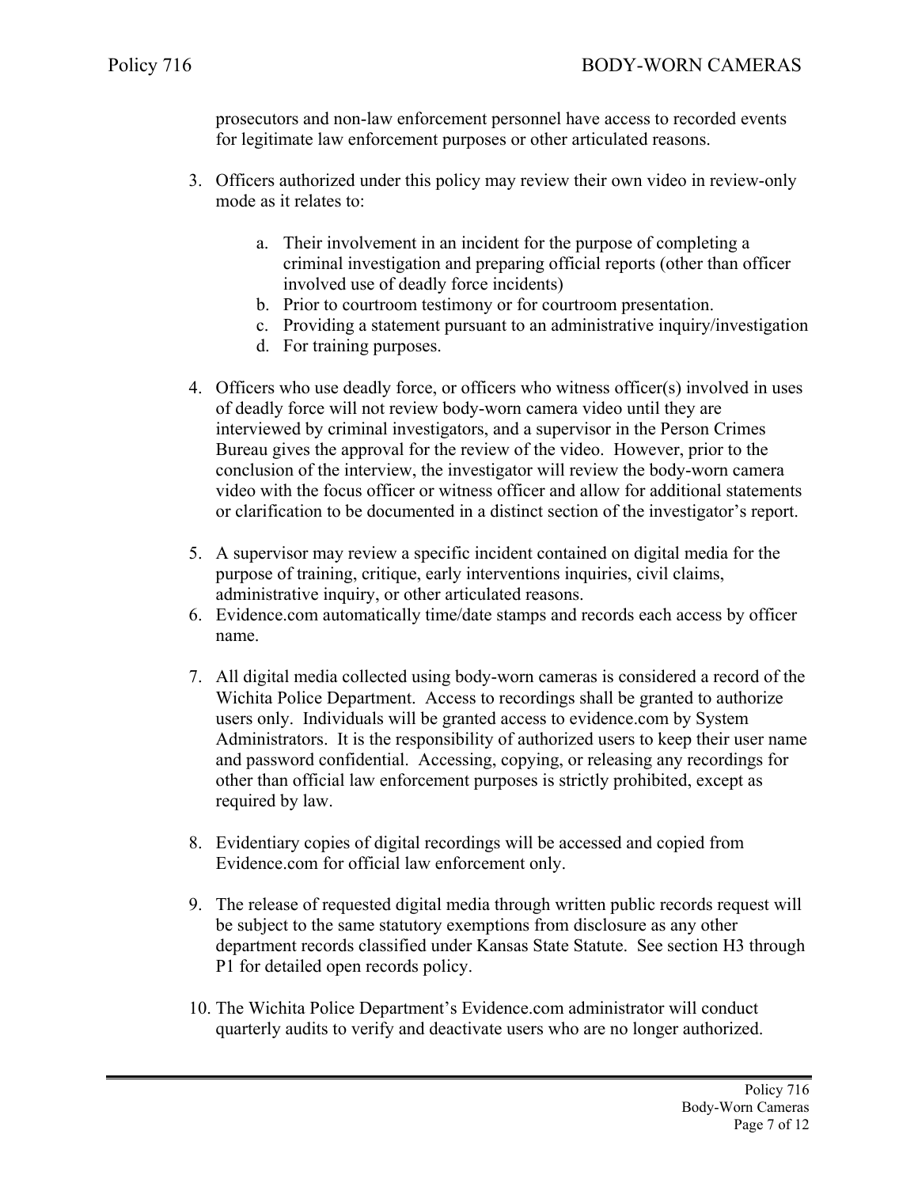prosecutors and non-law enforcement personnel have access to recorded events for legitimate law enforcement purposes or other articulated reasons.

3. Officers authorized under this policy may review their own video in review-only mode as it relates to:

    a. Their involvement in an incident for the purpose of completing a criminal investigation and preparing official reports (other than officer involved use of deadly force incidents)
    b. Prior to courtroom testimony or for courtroom presentation.
    c. Providing a statement pursuant to an administrative inquiry/investigation
    d. For training purposes.

4. Officers who use deadly force, or officers who witness officer(s) involved in uses of deadly force will not review body-worn camera video until they are interviewed by criminal investigators, and a supervisor in the Person Crimes Bureau gives the approval for the review of the video. However, prior to the conclusion of the interview, the investigator will review the body-worn camera video with the focus officer or witness officer and allow for additional statements or clarification to be documented in a distinct section of the investigator's report.

5. A supervisor may review a specific incident contained on digital media for the purpose of training, critique, early interventions inquiries, civil claims, administrative inquiry, or other articulated reasons.
6. Evidence.com automatically time/date stamps and records each access by officer name.

7. All digital media collected using body-worn cameras is considered a record of the Wichita Police Department. Access to recordings shall be granted to authorize users only. Individuals will be granted access to evidence.com by System Administrators. It is the responsibility of authorized users to keep their user name and password confidential. Accessing, copying, or releasing any recordings for other than official law enforcement purposes is strictly prohibited, except as required by law.

8. Evidentiary copies of digital recordings will be accessed and copied from Evidence.com for official law enforcement only.

9. The release of requested digital media through written public records request will be subject to the same statutory exemptions from disclosure as any other department records classified under Kansas State Statute. See section H3 through P1 for detailed open records policy.

10. The Wichita Police Department's Evidence.com administrator will conduct quarterly audits to verify and deactivate users who are no longer authorized.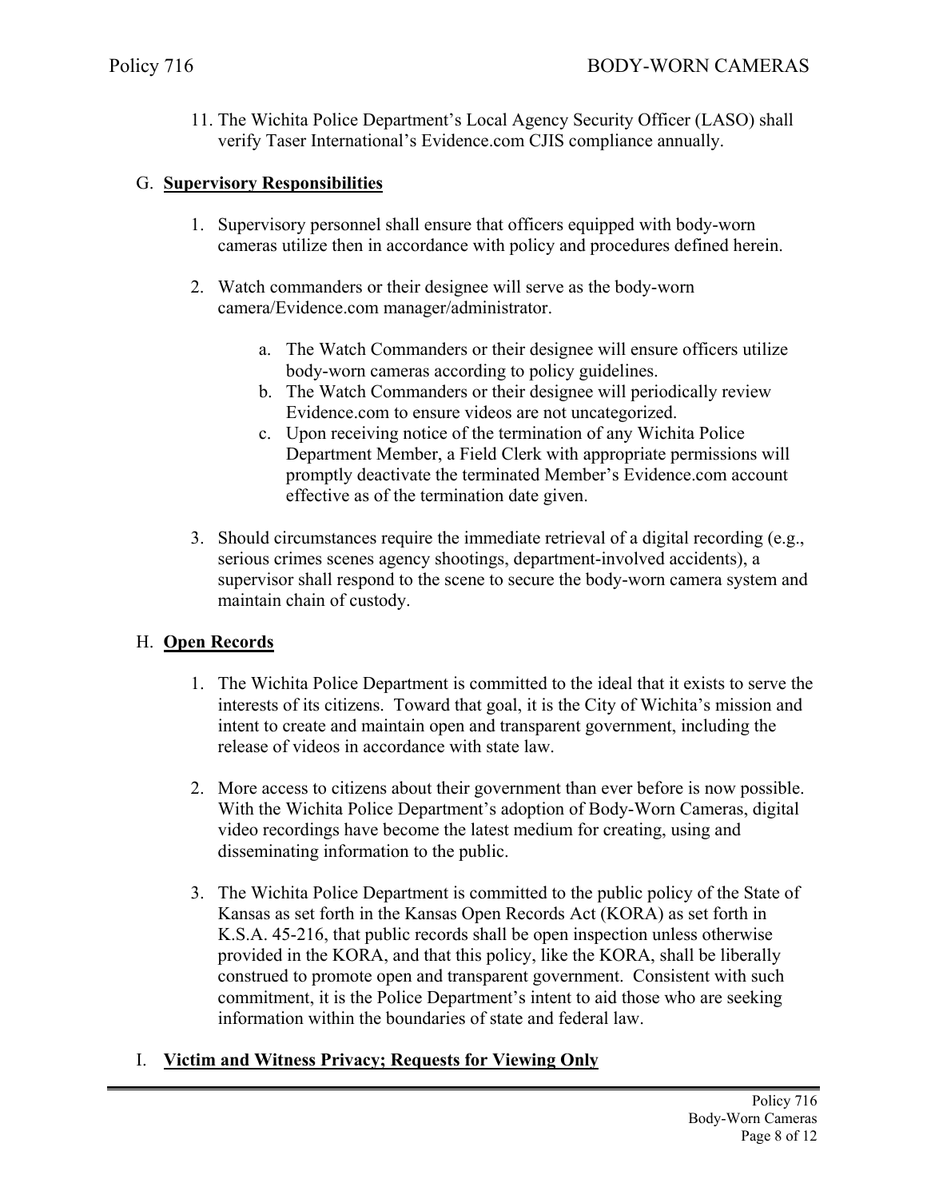11. The Wichita Police Department's Local Agency Security Officer (LASO) shall verify Taser International's Evidence.com CJIS compliance annually.

## G. **Supervisory Responsibilities**

1. Supervisory personnel shall ensure that officers equipped with body-worn cameras utilize then in accordance with policy and procedures defined herein.

2. Watch commanders or their designee will serve as the body-worn camera/Evidence.com manager/administrator.

   a. The Watch Commanders or their designee will ensure officers utilize body-worn cameras according to policy guidelines.
   b. The Watch Commanders or their designee will periodically review Evidence.com to ensure videos are not uncategorized.
   c. Upon receiving notice of the termination of any Wichita Police Department Member, a Field Clerk with appropriate permissions will promptly deactivate the terminated Member's Evidence.com account effective as of the termination date given.

3. Should circumstances require the immediate retrieval of a digital recording (e.g., serious crimes scenes agency shootings, department-involved accidents), a supervisor shall respond to the scene to secure the body-worn camera system and maintain chain of custody.

## H. **Open Records**

1. The Wichita Police Department is committed to the ideal that it exists to serve the interests of its citizens. Toward that goal, it is the City of Wichita's mission and intent to create and maintain open and transparent government, including the release of videos in accordance with state law.

2. More access to citizens about their government than ever before is now possible. With the Wichita Police Department's adoption of Body-Worn Cameras, digital video recordings have become the latest medium for creating, using and disseminating information to the public.

3. The Wichita Police Department is committed to the public policy of the State of Kansas as set forth in the Kansas Open Records Act (KORA) as set forth in K.S.A. 45-216, that public records shall be open inspection unless otherwise provided in the KORA, and that this policy, like the KORA, shall be liberally construed to promote open and transparent government. Consistent with such commitment, it is the Police Department's intent to aid those who are seeking information within the boundaries of state and federal law.

## I. **Victim and Witness Privacy; Requests for Viewing Only**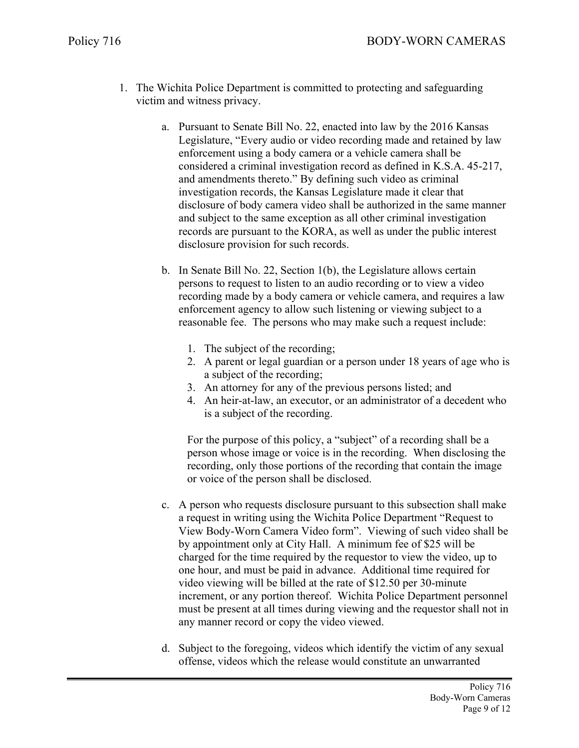1. The Wichita Police Department is committed to protecting and safeguarding victim and witness privacy.

    a. Pursuant to Senate Bill No. 22, enacted into law by the 2016 Kansas Legislature, "Every audio or video recording made and retained by law enforcement using a body camera or a vehicle camera shall be considered a criminal investigation record as defined in K.S.A. 45-217, and amendments thereto." By defining such video as criminal investigation records, the Kansas Legislature made it clear that disclosure of body camera video shall be authorized in the same manner and subject to the same exception as all other criminal investigation records are pursuant to the KORA, as well as under the public interest disclosure provision for such records.

    b. In Senate Bill No. 22, Section 1(b), the Legislature allows certain persons to request to listen to an audio recording or to view a video recording made by a body camera or vehicle camera, and requires a law enforcement agency to allow such listening or viewing subject to a reasonable fee. The persons who may make such a request include:

        1. The subject of the recording;
        2. A parent or legal guardian or a person under 18 years of age who is a subject of the recording;
        3. An attorney for any of the previous persons listed; and
        4. An heir-at-law, an executor, or an administrator of a decedent who is a subject of the recording.

        For the purpose of this policy, a "subject" of a recording shall be a person whose image or voice is in the recording. When disclosing the recording, only those portions of the recording that contain the image or voice of the person shall be disclosed.

    c. A person who requests disclosure pursuant to this subsection shall make a request in writing using the Wichita Police Department "Request to View Body-Worn Camera Video form". Viewing of such video shall be by appointment only at City Hall. A minimum fee of $25 will be charged for the time required by the requestor to view the video, up to one hour, and must be paid in advance. Additional time required for video viewing will be billed at the rate of $12.50 per 30-minute increment, or any portion thereof. Wichita Police Department personnel must be present at all times during viewing and the requestor shall not in any manner record or copy the video viewed.

    d. Subject to the foregoing, videos which identify the victim of any sexual offense, videos which the release would constitute an unwarranted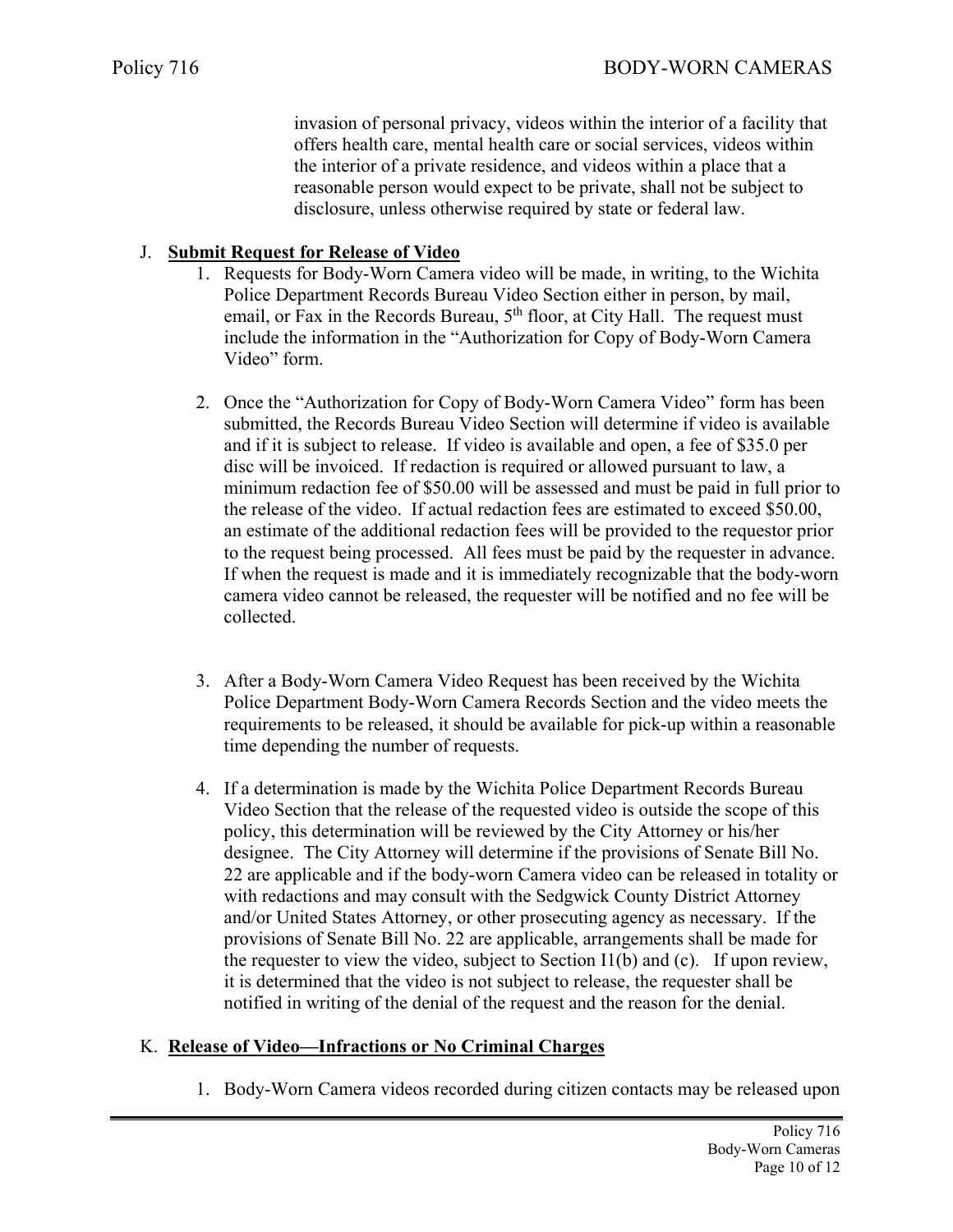invasion of personal privacy, videos within the interior of a facility that offers health care, mental health care or social services, videos within the interior of a private residence, and videos within a place that a reasonable person would expect to be private, shall not be subject to disclosure, unless otherwise required by state or federal law.

J. **Submit Request for Release of Video**

1. Requests for Body-Worn Camera video will be made, in writing, to the Wichita Police Department Records Bureau Video Section either in person, by mail, email, or Fax in the Records Bureau, 5th floor, at City Hall. The request must include the information in the "Authorization for Copy of Body-Worn Camera Video" form.

2. Once the "Authorization for Copy of Body-Worn Camera Video" form has been submitted, the Records Bureau Video Section will determine if video is available and if it is subject to release. If video is available and open, a fee of $35.0 per disc will be invoiced. If redaction is required or allowed pursuant to law, a minimum redaction fee of $50.00 will be assessed and must be paid in full prior to the release of the video. If actual redaction fees are estimated to exceed $50.00, an estimate of the additional redaction fees will be provided to the requestor prior to the request being processed. All fees must be paid by the requester in advance. If when the request is made and it is immediately recognizable that the body-worn camera video cannot be released, the requester will be notified and no fee will be collected.

3. After a Body-Worn Camera Video Request has been received by the Wichita Police Department Body-Worn Camera Records Section and the video meets the requirements to be released, it should be available for pick-up within a reasonable time depending the number of requests.

4. If a determination is made by the Wichita Police Department Records Bureau Video Section that the release of the requested video is outside the scope of this policy, this determination will be reviewed by the City Attorney or his/her designee. The City Attorney will determine if the provisions of Senate Bill No. 22 are applicable and if the body-worn Camera video can be released in totality or with redactions and may consult with the Sedgwick County District Attorney and/or United States Attorney, or other prosecuting agency as necessary. If the provisions of Senate Bill No. 22 are applicable, arrangements shall be made for the requester to view the video, subject to Section I1(b) and (c). If upon review, it is determined that the video is not subject to release, the requester shall be notified in writing of the denial of the request and the reason for the denial.

K. **Release of Video—Infractions or No Criminal Charges**

1. Body-Worn Camera videos recorded during citizen contacts may be released upon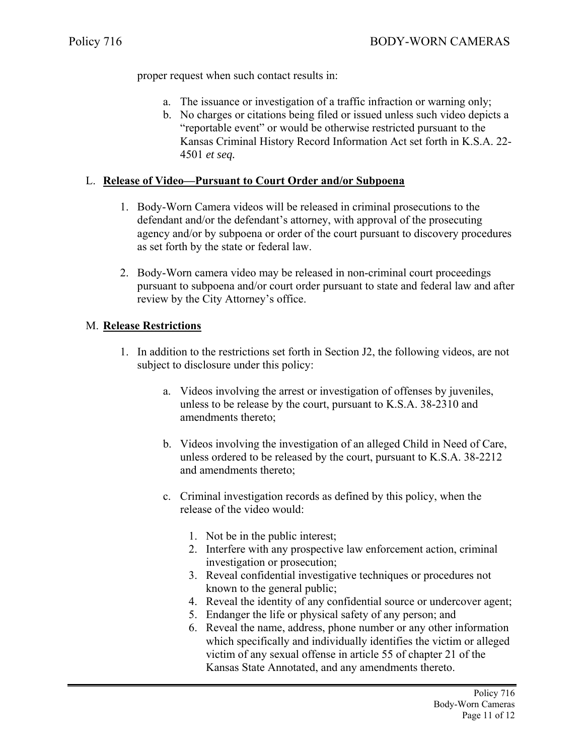proper request when such contact results in:

a. The issuance or investigation of a traffic infraction or warning only;
b. No charges or citations being filed or issued unless such video depicts a "reportable event" or would be otherwise restricted pursuant to the Kansas Criminal History Record Information Act set forth in K.S.A. 22-4501 *et seq.*

L. **Release of Video—Pursuant to Court Order and/or Subpoena**

1. Body-Worn Camera videos will be released in criminal prosecutions to the defendant and/or the defendant's attorney, with approval of the prosecuting agency and/or by subpoena or order of the court pursuant to discovery procedures as set forth by the state or federal law.

2. Body-Worn camera video may be released in non-criminal court proceedings pursuant to subpoena and/or court order pursuant to state and federal law and after review by the City Attorney's office.

M. **Release Restrictions**

1. In addition to the restrictions set forth in Section J2, the following videos, are not subject to disclosure under this policy:

   a. Videos involving the arrest or investigation of offenses by juveniles, unless to be release by the court, pursuant to K.S.A. 38-2310 and amendments thereto;

   b. Videos involving the investigation of an alleged Child in Need of Care, unless ordered to be released by the court, pursuant to K.S.A. 38-2212 and amendments thereto;

   c. Criminal investigation records as defined by this policy, when the release of the video would:

      1. Not be in the public interest;
      2. Interfere with any prospective law enforcement action, criminal investigation or prosecution;
      3. Reveal confidential investigative techniques or procedures not known to the general public;
      4. Reveal the identity of any confidential source or undercover agent;
      5. Endanger the life or physical safety of any person; and
      6. Reveal the name, address, phone number or any other information which specifically and individually identifies the victim or alleged victim of any sexual offense in article 55 of chapter 21 of the Kansas State Annotated, and any amendments thereto.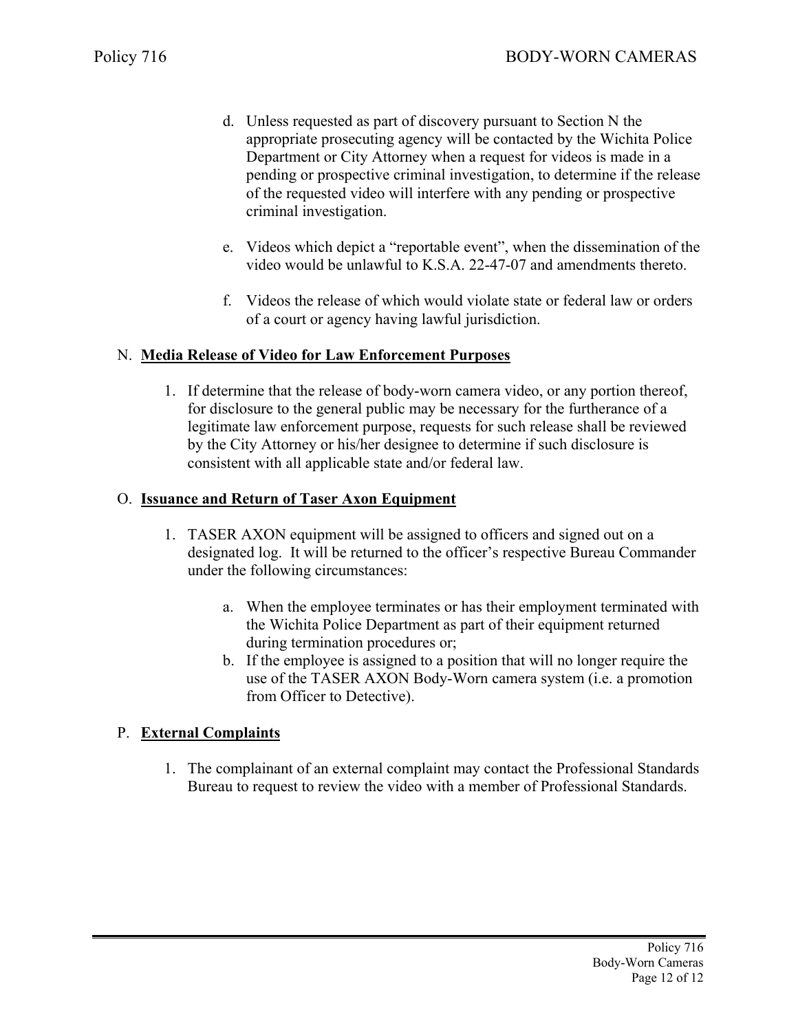d. Unless requested as part of discovery pursuant to Section N the appropriate prosecuting agency will be contacted by the Wichita Police Department or City Attorney when a request for videos is made in a pending or prospective criminal investigation, to determine if the release of the requested video will interfere with any pending or prospective criminal investigation.

e. Videos which depict a "reportable event", when the dissemination of the video would be unlawful to K.S.A. 22-47-07 and amendments thereto.

f. Videos the release of which would violate state or federal law or orders of a court or agency having lawful jurisdiction.

N. **Media Release of Video for Law Enforcement Purposes**

1. If determine that the release of body-worn camera video, or any portion thereof, for disclosure to the general public may be necessary for the furtherance of a legitimate law enforcement purpose, requests for such release shall be reviewed by the City Attorney or his/her designee to determine if such disclosure is consistent with all applicable state and/or federal law.

O. **Issuance and Return of Taser Axon Equipment**

1. TASER AXON equipment will be assigned to officers and signed out on a designated log. It will be returned to the officer's respective Bureau Commander under the following circumstances:

    a. When the employee terminates or has their employment terminated with the Wichita Police Department as part of their equipment returned during termination procedures or;
    b. If the employee is assigned to a position that will no longer require the use of the TASER AXON Body-Worn camera system (i.e. a promotion from Officer to Detective).

P. **External Complaints**

1. The complainant of an external complaint may contact the Professional Standards Bureau to request to review the video with a member of Professional Standards.